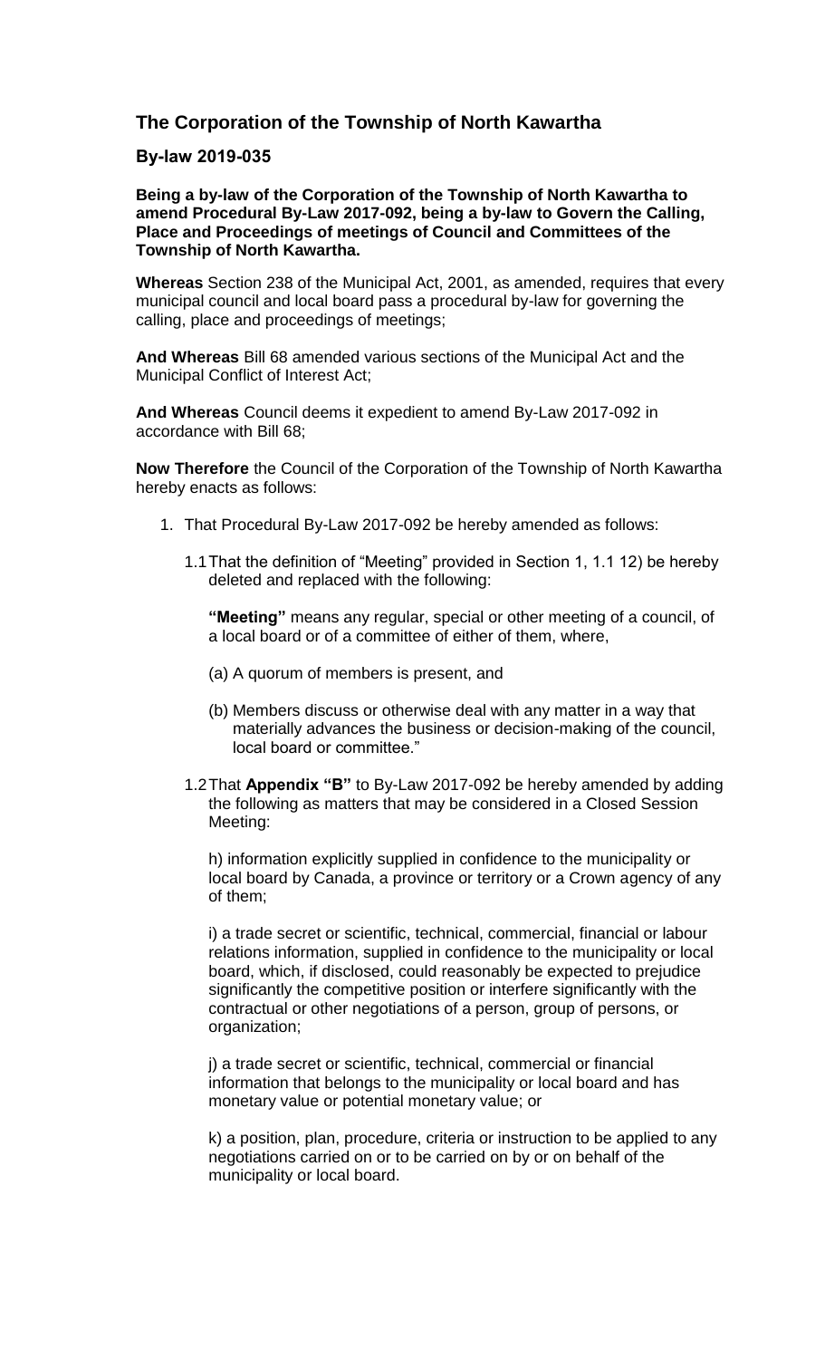## The Corporation of the Township of North Kawartha

### By-law 2019-035

**Being a by-law of the Corporation of the Township of North Kawartha to amend Procedural By-Law 2017-092, being a by-law to Govern the Calling, Place and Proceedings of meetings of Council and Committees of the Township of North Kawartha.**

**Whereas** Section 238 of the Municipal Act, 2001, as amended, requires that every municipal council and local board pass a procedural by-law for governing the calling, place and proceedings of meetings;

**And Whereas** Bill 68 amended various sections of the Municipal Act and the Municipal Conflict of Interest Act;

**And Whereas** Council deems it expedient to amend By-Law 2017-092 in accordance with Bill 68;

**Now Therefore** the Council of the Corporation of the Township of North Kawartha hereby enacts as follows:

1. That Procedural By-Law 2017-092 be hereby amended as follows:

   1.1 That the definition of "Meeting" provided in Section 1, 1.1 12) be hereby deleted and replaced with the following:

   **"Meeting"** means any regular, special or other meeting of a council, of a local board or of a committee of either of them, where,

   (a) A quorum of members is present, and

   (b) Members discuss or otherwise deal with any matter in a way that materially advances the business or decision-making of the council, local board or committee."

   1.2 That **Appendix "B"** to By-Law 2017-092 be hereby amended by adding the following as matters that may be considered in a Closed Session Meeting:

   h) information explicitly supplied in confidence to the municipality or local board by Canada, a province or territory or a Crown agency of any of them;

   i) a trade secret or scientific, technical, commercial, financial or labour relations information, supplied in confidence to the municipality or local board, which, if disclosed, could reasonably be expected to prejudice significantly the competitive position or interfere significantly with the contractual or other negotiations of a person, group of persons, or organization;

   j) a trade secret or scientific, technical, commercial or financial information that belongs to the municipality or local board and has monetary value or potential monetary value; or

   k) a position, plan, procedure, criteria or instruction to be applied to any negotiations carried on or to be carried on by or on behalf of the municipality or local board.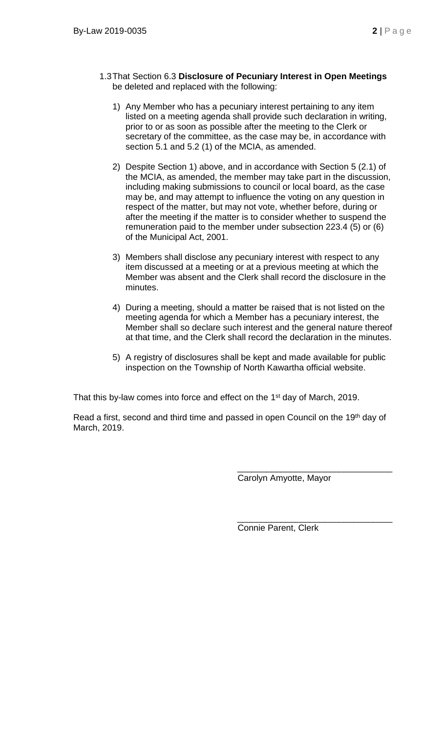1.3 That Section 6.3 **Disclosure of Pecuniary Interest in Open Meetings** be deleted and replaced with the following:

1) Any Member who has a pecuniary interest pertaining to any item listed on a meeting agenda shall provide such declaration in writing, prior to or as soon as possible after the meeting to the Clerk or secretary of the committee, as the case may be, in accordance with section 5.1 and 5.2 (1) of the MCIA, as amended.

2) Despite Section 1) above, and in accordance with Section 5 (2.1) of the MCIA, as amended, the member may take part in the discussion, including making submissions to council or local board, as the case may be, and may attempt to influence the voting on any question in respect of the matter, but may not vote, whether before, during or after the meeting if the matter is to consider whether to suspend the remuneration paid to the member under subsection 223.4 (5) or (6) of the Municipal Act, 2001.

3) Members shall disclose any pecuniary interest with respect to any item discussed at a meeting or at a previous meeting at which the Member was absent and the Clerk shall record the disclosure in the minutes.

4) During a meeting, should a matter be raised that is not listed on the meeting agenda for which a Member has a pecuniary interest, the Member shall so declare such interest and the general nature thereof at that time, and the Clerk shall record the declaration in the minutes.

5) A registry of disclosures shall be kept and made available for public inspection on the Township of North Kawartha official website.

That this by-law comes into force and effect on the 1st day of March, 2019.

Read a first, second and third time and passed in open Council on the 19th day of March, 2019.

\_\_\_\_\_\_\_\_\_\_\_\_\_\_\_\_\_\_\_\_\_\_\_\_\_\_\_\_\_\_\_\_
Carolyn Amyotte, Mayor

\_\_\_\_\_\_\_\_\_\_\_\_\_\_\_\_\_\_\_\_\_\_\_\_\_\_\_\_\_\_\_\_
Connie Parent, Clerk